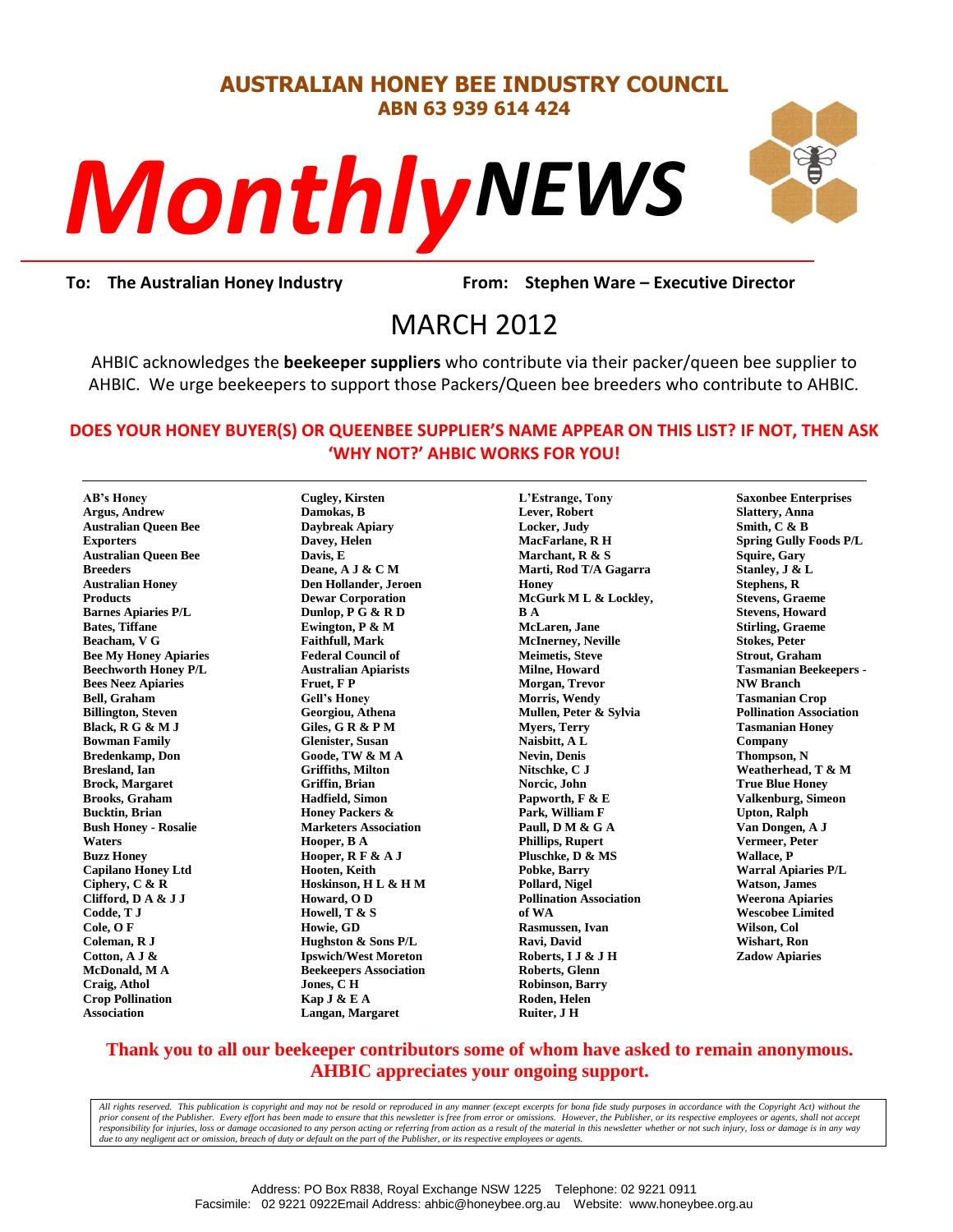# AUSTRALIAN HONEY BEE INDUSTRY COUNCIL

**ABN 63 939 614 424**

# *Monthly* NEWS

**To: The Australian Honey Industry** **From: Stephen Ware – Executive Director**

## MARCH 2012

AHBIC acknowledges the **beekeeper suppliers** who contribute via their packer/queen bee supplier to AHBIC. We urge beekeepers to support those Packers/Queen bee breeders who contribute to AHBIC.

**DOES YOUR HONEY BUYER(S) OR QUEENBEE SUPPLIER'S NAME APPEAR ON THIS LIST? IF NOT, THEN ASK 'WHY NOT?' AHBIC WORKS FOR YOU!**

**AB's Honey**
**Argus, Andrew**
**Australian Queen Bee Exporters**
**Australian Queen Bee Breeders**
**Australian Honey Products**
**Barnes Apiaries P/L**
**Bates, Tiffane**
**Beacham, V G**
**Bee My Honey Apiaries**
**Beechworth Honey P/L**
**Bees Neez Apiaries**
**Bell, Graham**
**Billington, Steven**
**Black, R G & M J**
**Bowman Family**
**Bredenkamp, Don**
**Bresland, Ian**
**Brock, Margaret**
**Brooks, Graham**
**Bucktin, Brian**
**Bush Honey - Rosalie Waters**
**Buzz Honey**
**Capilano Honey Ltd**
**Ciphery, C & R**
**Clifford, D A & J J**
**Codde, T J**
**Cole, O F**
**Coleman, R J**
**Cotton, A J & McDonald, M A**
**Craig, Athol**
**Crop Pollination Association**
**Cugley, Kirsten**
**Damokas, B**
**Daybreak Apiary**
**Davey, Helen**
**Davis, E**
**Deane, A J & C M**
**Den Hollander, Jeroen**
**Dewar Corporation**
**Dunlop, P G & R D**
**Ewington, P & M**
**Faithfull, Mark**
**Federal Council of Australian Apiarists**
**Fruet, F P**
**Gell's Honey**
**Georgiou, Athena**
**Giles, G R & P M**
**Glenister, Susan**
**Goode, TW & M A**
**Griffiths, Milton**
**Griffin, Brian**
**Hadfield, Simon**
**Honey Packers & Marketers Association**
**Hooper, B A**
**Hooper, R F & A J**
**Hooten, Keith**
**Hoskinson, H L & H M**
**Howard, O D**
**Howell, T & S**
**Howie, GD**
**Hughston & Sons P/L**
**Ipswich/West Moreton Beekeepers Association**
**Jones, C H**
**Kap J & E A**
**Langan, Margaret**
**L'Estrange, Tony**
**Lever, Robert**
**Locker, Judy**
**MacFarlane, R H**
**Marchant, R & S**
**Marti, Rod T/A Gagarra Honey**
**McGurk M L & Lockley, B A**
**McLaren, Jane**
**McInerney, Neville**
**Meimetis, Steve**
**Milne, Howard**
**Morgan, Trevor**
**Morris, Wendy**
**Mullen, Peter & Sylvia**
**Myers, Terry**
**Naisbitt, A L**
**Nevin, Denis**
**Nitschke, C J**
**Norcic, John**
**Papworth, F & E**
**Park, William F**
**Paull, D M & G A**
**Phillips, Rupert**
**Pluschke, D & MS**
**Pobke, Barry**
**Pollard, Nigel**
**Pollination Association of WA**
**Rasmussen, Ivan**
**Ravi, David**
**Roberts, I J & J H**
**Roberts, Glenn**
**Robinson, Barry**
**Roden, Helen**
**Ruiter, J H**
**Saxonbee Enterprises**
**Slattery, Anna**
**Smith, C & B**
**Spring Gully Foods P/L**
**Squire, Gary**
**Stanley, J & L**
**Stephens, R**
**Stevens, Graeme**
**Stevens, Howard**
**Stirling, Graeme**
**Stokes, Peter**
**Strout, Graham**
**Tasmanian Beekeepers - NW Branch**
**Tasmanian Crop Pollination Association**
**Tasmanian Honey Company**
**Thompson, N**
**Weatherhead, T & M**
**True Blue Honey**
**Valkenburg, Simeon**
**Upton, Ralph**
**Van Dongen, A J**
**Vermeer, Peter**
**Wallace, P**
**Warral Apiaries P/L**
**Watson, James**
**Weerona Apiaries**
**Wescobee Limited**
**Wilson, Col**
**Wishart, Ron**
**Zadow Apiaries**

**Thank you to all our beekeeper contributors some of whom have asked to remain anonymous. AHBIC appreciates your ongoing support.**

*All rights reserved. This publication is copyright and may not be resold or reproduced in any manner (except excerpts for bona fide study purposes in accordance with the Copyright Act) without the prior consent of the Publisher. Every effort has been made to ensure that this newsletter is free from error or omissions. However, the Publisher, or its respective employees or agents, shall not accept responsibility for injuries, loss or damage occasioned to any person acting or referring from action as a result of the material in this newsletter whether or not such injury, loss or damage is in any way due to any negligent act or omission, breach of duty or default on the part of the Publisher, or its respective employees or agents.*

Address: PO Box R838, Royal Exchange NSW 1225 Telephone: 02 9221 0911
Facsimile: 02 9221 0922Email Address: ahbic@honeybee.org.au Website: www.honeybee.org.au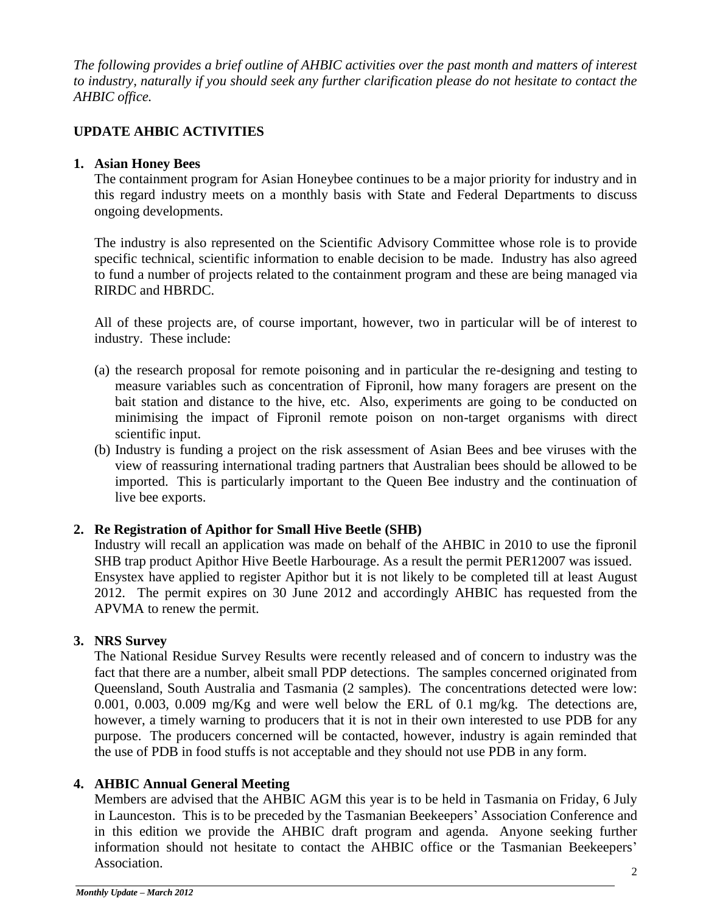*The following provides a brief outline of AHBIC activities over the past month and matters of interest to industry, naturally if you should seek any further clarification please do not hesitate to contact the AHBIC office.*

## UPDATE AHBIC ACTIVITIES

### 1. Asian Honey Bees

The containment program for Asian Honeybee continues to be a major priority for industry and in this regard industry meets on a monthly basis with State and Federal Departments to discuss ongoing developments.

The industry is also represented on the Scientific Advisory Committee whose role is to provide specific technical, scientific information to enable decision to be made. Industry has also agreed to fund a number of projects related to the containment program and these are being managed via RIRDC and HBRDC.

All of these projects are, of course important, however, two in particular will be of interest to industry. These include:

(a) the research proposal for remote poisoning and in particular the re-designing and testing to measure variables such as concentration of Fipronil, how many foragers are present on the bait station and distance to the hive, etc. Also, experiments are going to be conducted on minimising the impact of Fipronil remote poison on non-target organisms with direct scientific input.

(b) Industry is funding a project on the risk assessment of Asian Bees and bee viruses with the view of reassuring international trading partners that Australian bees should be allowed to be imported. This is particularly important to the Queen Bee industry and the continuation of live bee exports.

### 2. Re Registration of Apithor for Small Hive Beetle (SHB)

Industry will recall an application was made on behalf of the AHBIC in 2010 to use the fipronil SHB trap product Apithor Hive Beetle Harbourage. As a result the permit PER12007 was issued. Ensystex have applied to register Apithor but it is not likely to be completed till at least August 2012. The permit expires on 30 June 2012 and accordingly AHBIC has requested from the APVMA to renew the permit.

### 3. NRS Survey

The National Residue Survey Results were recently released and of concern to industry was the fact that there are a number, albeit small PDP detections. The samples concerned originated from Queensland, South Australia and Tasmania (2 samples). The concentrations detected were low: 0.001, 0.003, 0.009 mg/Kg and were well below the ERL of 0.1 mg/kg. The detections are, however, a timely warning to producers that it is not in their own interested to use PDB for any purpose. The producers concerned will be contacted, however, industry is again reminded that the use of PDB in food stuffs is not acceptable and they should not use PDB in any form.

### 4. AHBIC Annual General Meeting

Members are advised that the AHBIC AGM this year is to be held in Tasmania on Friday, 6 July in Launceston. This is to be preceded by the Tasmanian Beekeepers' Association Conference and in this edition we provide the AHBIC draft program and agenda. Anyone seeking further information should not hesitate to contact the AHBIC office or the Tasmanian Beekeepers' Association.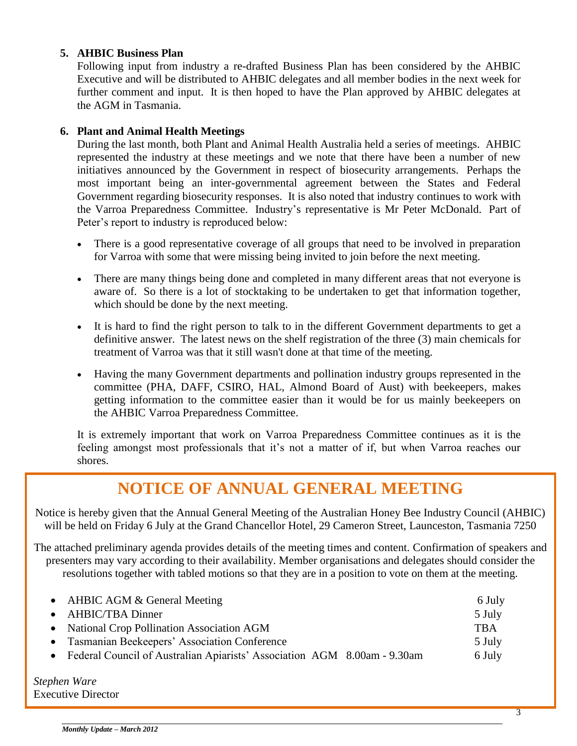## 5. AHBIC Business Plan

Following input from industry a re-drafted Business Plan has been considered by the AHBIC Executive and will be distributed to AHBIC delegates and all member bodies in the next week for further comment and input. It is then hoped to have the Plan approved by AHBIC delegates at the AGM in Tasmania.

## 6. Plant and Animal Health Meetings

During the last month, both Plant and Animal Health Australia held a series of meetings. AHBIC represented the industry at these meetings and we note that there have been a number of new initiatives announced by the Government in respect of biosecurity arrangements. Perhaps the most important being an inter-governmental agreement between the States and Federal Government regarding biosecurity responses. It is also noted that industry continues to work with the Varroa Preparedness Committee. Industry's representative is Mr Peter McDonald. Part of Peter's report to industry is reproduced below:

- There is a good representative coverage of all groups that need to be involved in preparation for Varroa with some that were missing being invited to join before the next meeting.
- There are many things being done and completed in many different areas that not everyone is aware of. So there is a lot of stocktaking to be undertaken to get that information together, which should be done by the next meeting.
- It is hard to find the right person to talk to in the different Government departments to get a definitive answer. The latest news on the shelf registration of the three (3) main chemicals for treatment of Varroa was that it still wasn't done at that time of the meeting.
- Having the many Government departments and pollination industry groups represented in the committee (PHA, DAFF, CSIRO, HAL, Almond Board of Aust) with beekeepers, makes getting information to the committee easier than it would be for us mainly beekeepers on the AHBIC Varroa Preparedness Committee.

It is extremely important that work on Varroa Preparedness Committee continues as it is the feeling amongst most professionals that it's not a matter of if, but when Varroa reaches our shores.

# NOTICE OF ANNUAL GENERAL MEETING

Notice is hereby given that the Annual General Meeting of the Australian Honey Bee Industry Council (AHBIC) will be held on Friday 6 July at the Grand Chancellor Hotel, 29 Cameron Street, Launceston, Tasmania 7250

The attached preliminary agenda provides details of the meeting times and content. Confirmation of speakers and presenters may vary according to their availability. Member organisations and delegates should consider the resolutions together with tabled motions so that they are in a position to vote on them at the meeting.

- AHBIC AGM & General Meeting — 6 July
- AHBIC/TBA Dinner — 5 July
- National Crop Pollination Association AGM — TBA
- Tasmanian Beekeepers' Association Conference — 5 July
- Federal Council of Australian Apiarists' Association AGM 8.00am - 9.30am — 6 July

*Stephen Ware*
Executive Director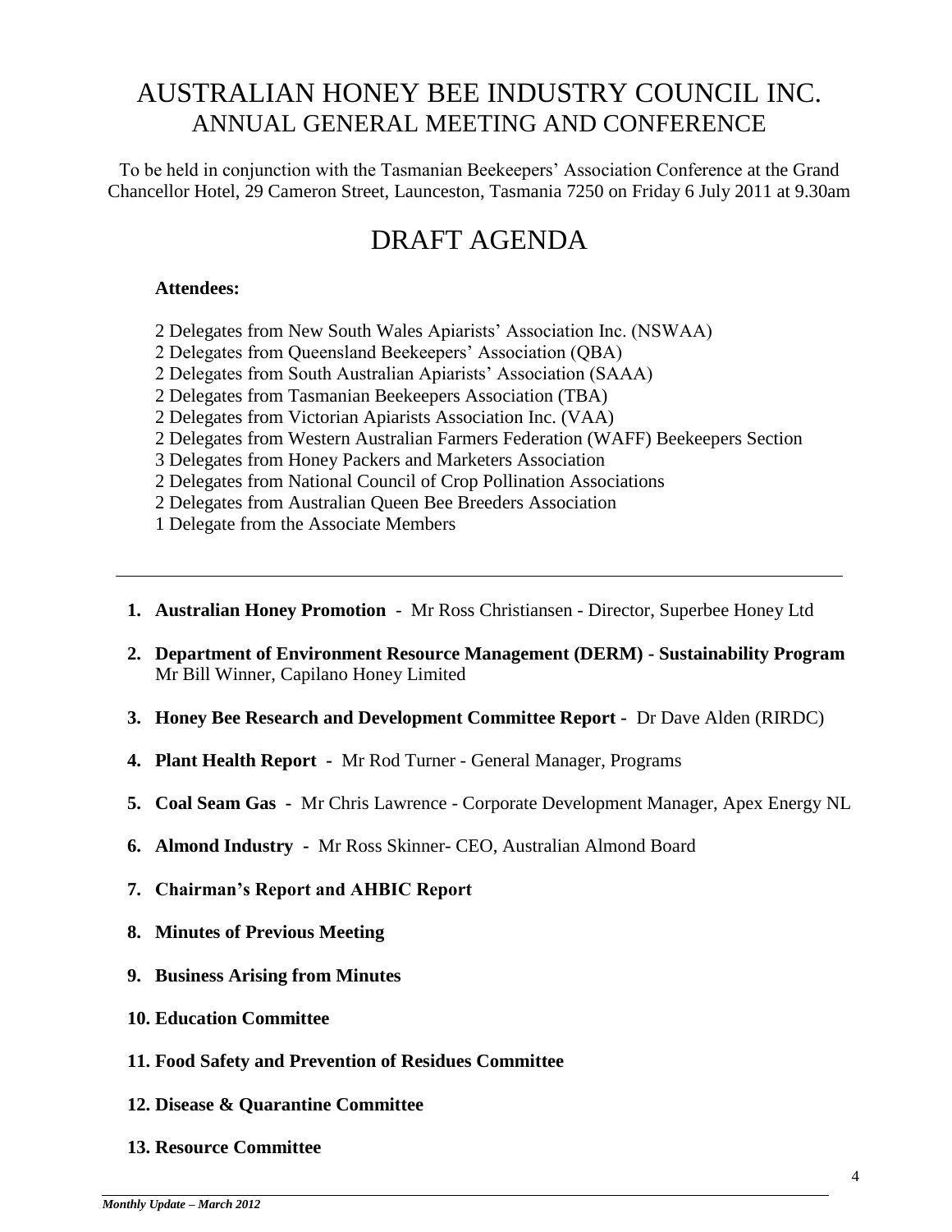# AUSTRALIAN HONEY BEE INDUSTRY COUNCIL INC.
## ANNUAL GENERAL MEETING AND CONFERENCE

To be held in conjunction with the Tasmanian Beekeepers' Association Conference at the Grand Chancellor Hotel, 29 Cameron Street, Launceston, Tasmania 7250 on Friday 6 July 2011 at 9.30am

# DRAFT AGENDA

**Attendees:**

2 Delegates from New South Wales Apiarists' Association Inc. (NSWAA)
2 Delegates from Queensland Beekeepers' Association (QBA)
2 Delegates from South Australian Apiarists' Association (SAAA)
2 Delegates from Tasmanian Beekeepers Association (TBA)
2 Delegates from Victorian Apiarists Association Inc. (VAA)
2 Delegates from Western Australian Farmers Federation (WAFF) Beekeepers Section
3 Delegates from Honey Packers and Marketers Association
2 Delegates from National Council of Crop Pollination Associations
2 Delegates from Australian Queen Bee Breeders Association
1 Delegate from the Associate Members

---

1. **Australian Honey Promotion** - Mr Ross Christiansen - Director, Superbee Honey Ltd
2. **Department of Environment Resource Management (DERM) - Sustainability Program** Mr Bill Winner, Capilano Honey Limited
3. **Honey Bee Research and Development Committee Report -** Dr Dave Alden (RIRDC)
4. **Plant Health Report -** Mr Rod Turner - General Manager, Programs
5. **Coal Seam Gas -** Mr Chris Lawrence - Corporate Development Manager, Apex Energy NL
6. **Almond Industry -** Mr Ross Skinner- CEO, Australian Almond Board
7. **Chairman's Report and AHBIC Report**
8. **Minutes of Previous Meeting**
9. **Business Arising from Minutes**
10. **Education Committee**
11. **Food Safety and Prevention of Residues Committee**
12. **Disease & Quarantine Committee**
13. **Resource Committee**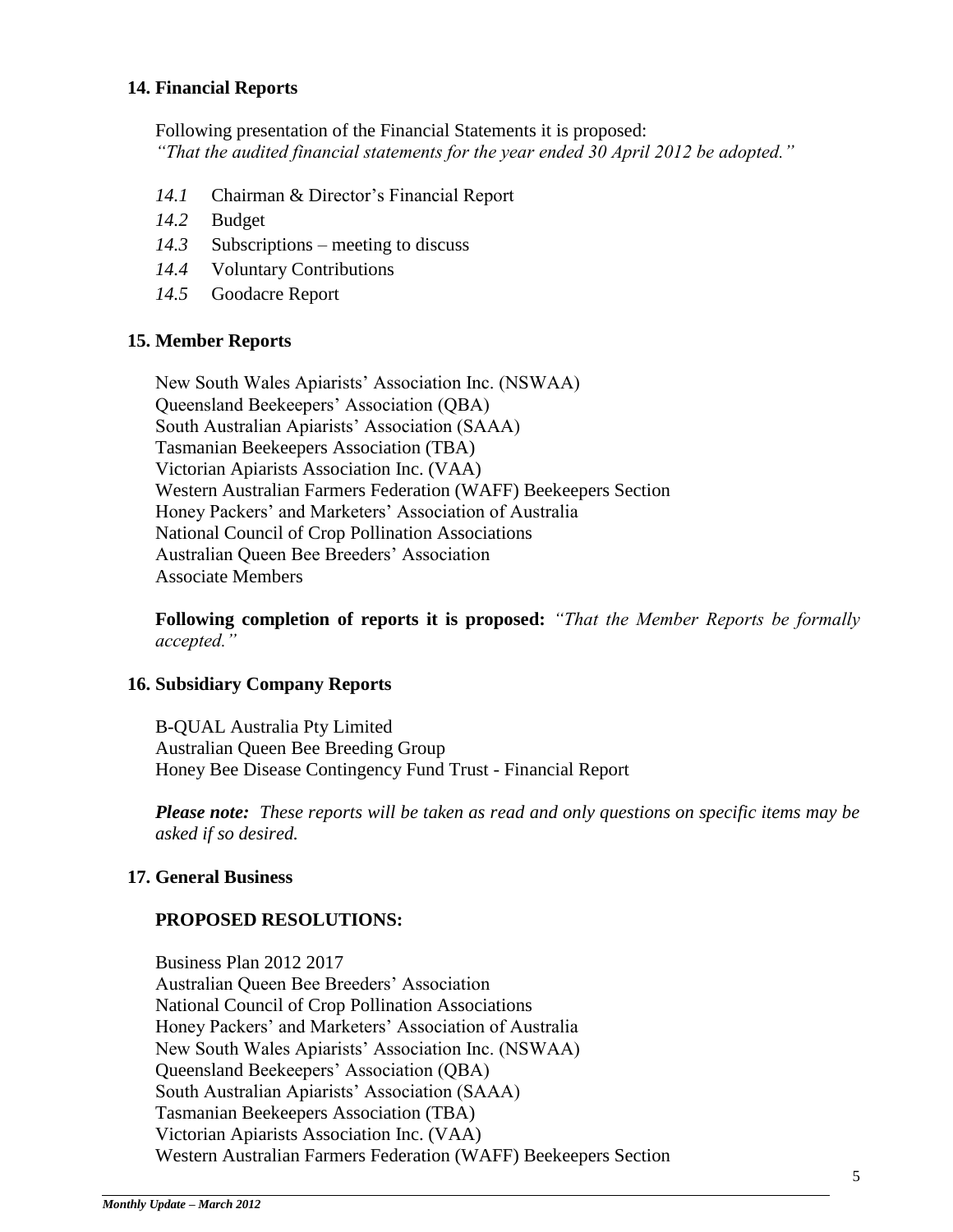## 14. Financial Reports

Following presentation of the Financial Statements it is proposed:
*"That the audited financial statements for the year ended 30 April 2012 be adopted."*

*14.1* Chairman & Director's Financial Report
*14.2* Budget
*14.3* Subscriptions – meeting to discuss
*14.4* Voluntary Contributions
*14.5* Goodacre Report

## 15. Member Reports

New South Wales Apiarists' Association Inc. (NSWAA)
Queensland Beekeepers' Association (QBA)
South Australian Apiarists' Association (SAAA)
Tasmanian Beekeepers Association (TBA)
Victorian Apiarists Association Inc. (VAA)
Western Australian Farmers Federation (WAFF) Beekeepers Section
Honey Packers' and Marketers' Association of Australia
National Council of Crop Pollination Associations
Australian Queen Bee Breeders' Association
Associate Members

**Following completion of reports it is proposed:** *"That the Member Reports be formally accepted."*

## 16. Subsidiary Company Reports

B-QUAL Australia Pty Limited
Australian Queen Bee Breeding Group
Honey Bee Disease Contingency Fund Trust - Financial Report

***Please note:*** *These reports will be taken as read and only questions on specific items may be asked if so desired.*

## 17. General Business

### PROPOSED RESOLUTIONS:

Business Plan 2012 2017
Australian Queen Bee Breeders' Association
National Council of Crop Pollination Associations
Honey Packers' and Marketers' Association of Australia
New South Wales Apiarists' Association Inc. (NSWAA)
Queensland Beekeepers' Association (QBA)
South Australian Apiarists' Association (SAAA)
Tasmanian Beekeepers Association (TBA)
Victorian Apiarists Association Inc. (VAA)
Western Australian Farmers Federation (WAFF) Beekeepers Section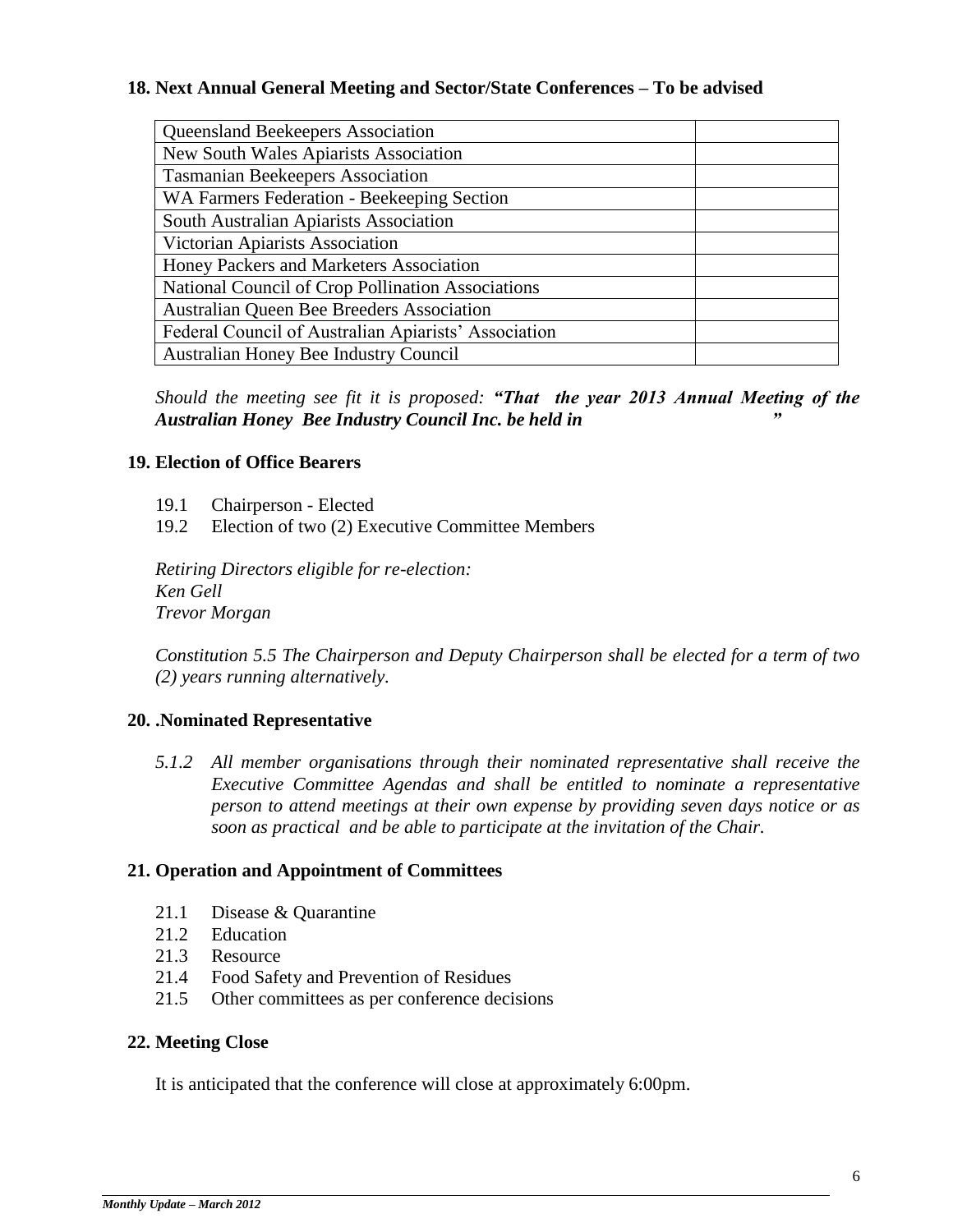**18. Next Annual General Meeting and Sector/State Conferences – To be advised**

| | |
|---|---|
| Queensland Beekeepers Association | |
| New South Wales Apiarists Association | |
| Tasmanian Beekeepers Association | |
| WA Farmers Federation - Beekeeping Section | |
| South Australian Apiarists Association | |
| Victorian Apiarists Association | |
| Honey Packers and Marketers Association | |
| National Council of Crop Pollination Associations | |
| Australian Queen Bee Breeders Association | |
| Federal Council of Australian Apiarists' Association | |
| Australian Honey Bee Industry Council | |

*Should the meeting see fit it is proposed: **"That the year 2013 Annual Meeting of the Australian Honey Bee Industry Council Inc. be held in "***

**19. Election of Office Bearers**

19.1 Chairperson - Elected
19.2 Election of two (2) Executive Committee Members

*Retiring Directors eligible for re-election:*
*Ken Gell*
*Trevor Morgan*

*Constitution 5.5 The Chairperson and Deputy Chairperson shall be elected for a term of two (2) years running alternatively.*

**20. .Nominated Representative**

*5.1.2 All member organisations through their nominated representative shall receive the Executive Committee Agendas and shall be entitled to nominate a representative person to attend meetings at their own expense by providing seven days notice or as soon as practical and be able to participate at the invitation of the Chair.*

**21. Operation and Appointment of Committees**

21.1 Disease & Quarantine
21.2 Education
21.3 Resource
21.4 Food Safety and Prevention of Residues
21.5 Other committees as per conference decisions

**22. Meeting Close**

It is anticipated that the conference will close at approximately 6:00pm.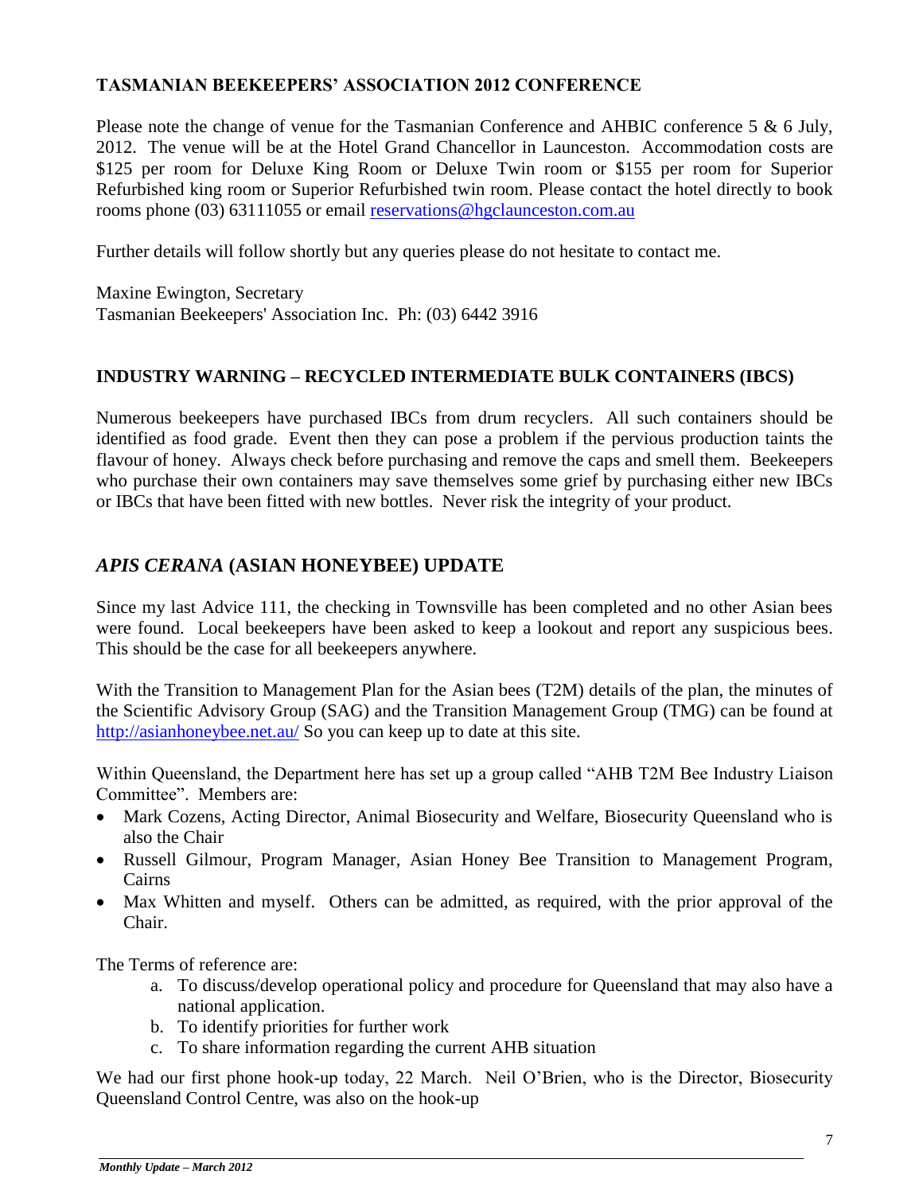## TASMANIAN BEEKEEPERS' ASSOCIATION 2012 CONFERENCE

Please note the change of venue for the Tasmanian Conference and AHBIC conference 5 & 6 July, 2012. The venue will be at the Hotel Grand Chancellor in Launceston. Accommodation costs are $125 per room for Deluxe King Room or Deluxe Twin room or $155 per room for Superior Refurbished king room or Superior Refurbished twin room. Please contact the hotel directly to book rooms phone (03) 63111055 or email reservations@hgclaunceston.com.au

Further details will follow shortly but any queries please do not hesitate to contact me.

Maxine Ewington, Secretary
Tasmanian Beekeepers' Association Inc. Ph: (03) 6442 3916

## INDUSTRY WARNING – RECYCLED INTERMEDIATE BULK CONTAINERS (IBCS)

Numerous beekeepers have purchased IBCs from drum recyclers. All such containers should be identified as food grade. Event then they can pose a problem if the pervious production taints the flavour of honey. Always check before purchasing and remove the caps and smell them. Beekeepers who purchase their own containers may save themselves some grief by purchasing either new IBCs or IBCs that have been fitted with new bottles. Never risk the integrity of your product.

## *APIS CERANA* (ASIAN HONEYBEE) UPDATE

Since my last Advice 111, the checking in Townsville has been completed and no other Asian bees were found. Local beekeepers have been asked to keep a lookout and report any suspicious bees. This should be the case for all beekeepers anywhere.

With the Transition to Management Plan for the Asian bees (T2M) details of the plan, the minutes of the Scientific Advisory Group (SAG) and the Transition Management Group (TMG) can be found at http://asianhoneybee.net.au/ So you can keep up to date at this site.

Within Queensland, the Department here has set up a group called "AHB T2M Bee Industry Liaison Committee". Members are:

- Mark Cozens, Acting Director, Animal Biosecurity and Welfare, Biosecurity Queensland who is also the Chair
- Russell Gilmour, Program Manager, Asian Honey Bee Transition to Management Program, Cairns
- Max Whitten and myself. Others can be admitted, as required, with the prior approval of the Chair.

The Terms of reference are:

a. To discuss/develop operational policy and procedure for Queensland that may also have a national application.
b. To identify priorities for further work
c. To share information regarding the current AHB situation

We had our first phone hook-up today, 22 March. Neil O'Brien, who is the Director, Biosecurity Queensland Control Centre, was also on the hook-up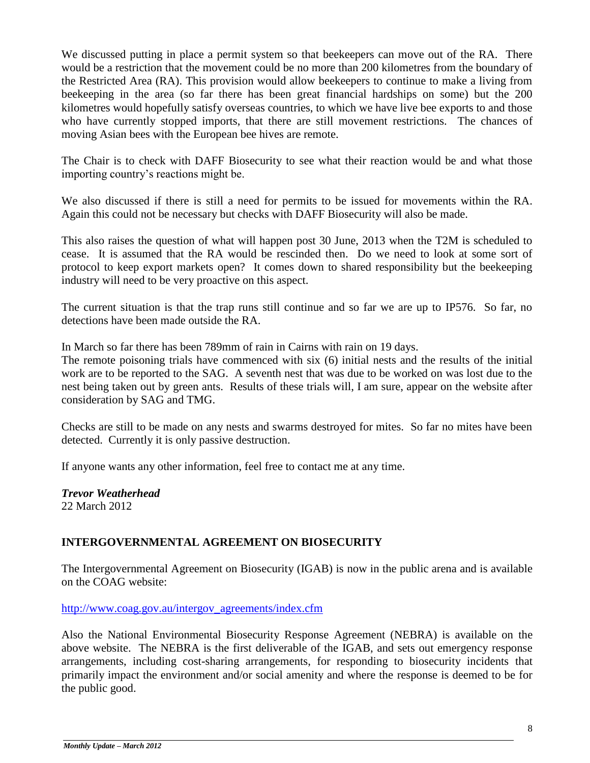We discussed putting in place a permit system so that beekeepers can move out of the RA. There would be a restriction that the movement could be no more than 200 kilometres from the boundary of the Restricted Area (RA). This provision would allow beekeepers to continue to make a living from beekeeping in the area (so far there has been great financial hardships on some) but the 200 kilometres would hopefully satisfy overseas countries, to which we have live bee exports to and those who have currently stopped imports, that there are still movement restrictions. The chances of moving Asian bees with the European bee hives are remote.

The Chair is to check with DAFF Biosecurity to see what their reaction would be and what those importing country's reactions might be.

We also discussed if there is still a need for permits to be issued for movements within the RA. Again this could not be necessary but checks with DAFF Biosecurity will also be made.

This also raises the question of what will happen post 30 June, 2013 when the T2M is scheduled to cease. It is assumed that the RA would be rescinded then. Do we need to look at some sort of protocol to keep export markets open? It comes down to shared responsibility but the beekeeping industry will need to be very proactive on this aspect.

The current situation is that the trap runs still continue and so far we are up to IP576. So far, no detections have been made outside the RA.

In March so far there has been 789mm of rain in Cairns with rain on 19 days.

The remote poisoning trials have commenced with six (6) initial nests and the results of the initial work are to be reported to the SAG. A seventh nest that was due to be worked on was lost due to the nest being taken out by green ants. Results of these trials will, I am sure, appear on the website after consideration by SAG and TMG.

Checks are still to be made on any nests and swarms destroyed for mites. So far no mites have been detected. Currently it is only passive destruction.

If anyone wants any other information, feel free to contact me at any time.

***Trevor Weatherhead***
22 March 2012

## INTERGOVERNMENTAL AGREEMENT ON BIOSECURITY

The Intergovernmental Agreement on Biosecurity (IGAB) is now in the public arena and is available on the COAG website:

http://www.coag.gov.au/intergov_agreements/index.cfm

Also the National Environmental Biosecurity Response Agreement (NEBRA) is available on the above website. The NEBRA is the first deliverable of the IGAB, and sets out emergency response arrangements, including cost-sharing arrangements, for responding to biosecurity incidents that primarily impact the environment and/or social amenity and where the response is deemed to be for the public good.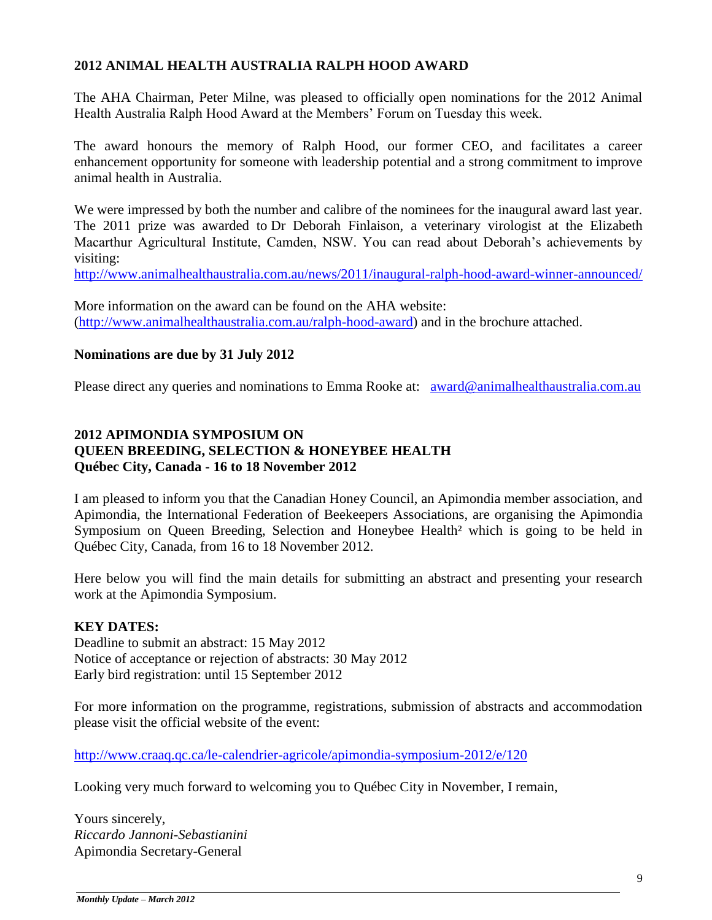## 2012 ANIMAL HEALTH AUSTRALIA RALPH HOOD AWARD

The AHA Chairman, Peter Milne, was pleased to officially open nominations for the 2012 Animal Health Australia Ralph Hood Award at the Members' Forum on Tuesday this week.

The award honours the memory of Ralph Hood, our former CEO, and facilitates a career enhancement opportunity for someone with leadership potential and a strong commitment to improve animal health in Australia.

We were impressed by both the number and calibre of the nominees for the inaugural award last year. The 2011 prize was awarded to Dr Deborah Finlaison, a veterinary virologist at the Elizabeth Macarthur Agricultural Institute, Camden, NSW. You can read about Deborah's achievements by visiting:
http://www.animalhealthaustralia.com.au/news/2011/inaugural-ralph-hood-award-winner-announced/

More information on the award can be found on the AHA website:
(http://www.animalhealthaustralia.com.au/ralph-hood-award) and in the brochure attached.

**Nominations are due by 31 July 2012**

Please direct any queries and nominations to Emma Rooke at: award@animalhealthaustralia.com.au

## 2012 APIMONDIA SYMPOSIUM ON QUEEN BREEDING, SELECTION & HONEYBEE HEALTH
### Québec City, Canada - 16 to 18 November 2012

I am pleased to inform you that the Canadian Honey Council, an Apimondia member association, and Apimondia, the International Federation of Beekeepers Associations, are organising the Apimondia Symposium on Queen Breeding, Selection and Honeybee Health² which is going to be held in Québec City, Canada, from 16 to 18 November 2012.

Here below you will find the main details for submitting an abstract and presenting your research work at the Apimondia Symposium.

**KEY DATES:**
Deadline to submit an abstract: 15 May 2012
Notice of acceptance or rejection of abstracts: 30 May 2012
Early bird registration: until 15 September 2012

For more information on the programme, registrations, submission of abstracts and accommodation please visit the official website of the event:

http://www.craaq.qc.ca/le-calendrier-agricole/apimondia-symposium-2012/e/120

Looking very much forward to welcoming you to Québec City in November, I remain,

Yours sincerely,
*Riccardo Jannoni-Sebastianini*
Apimondia Secretary-General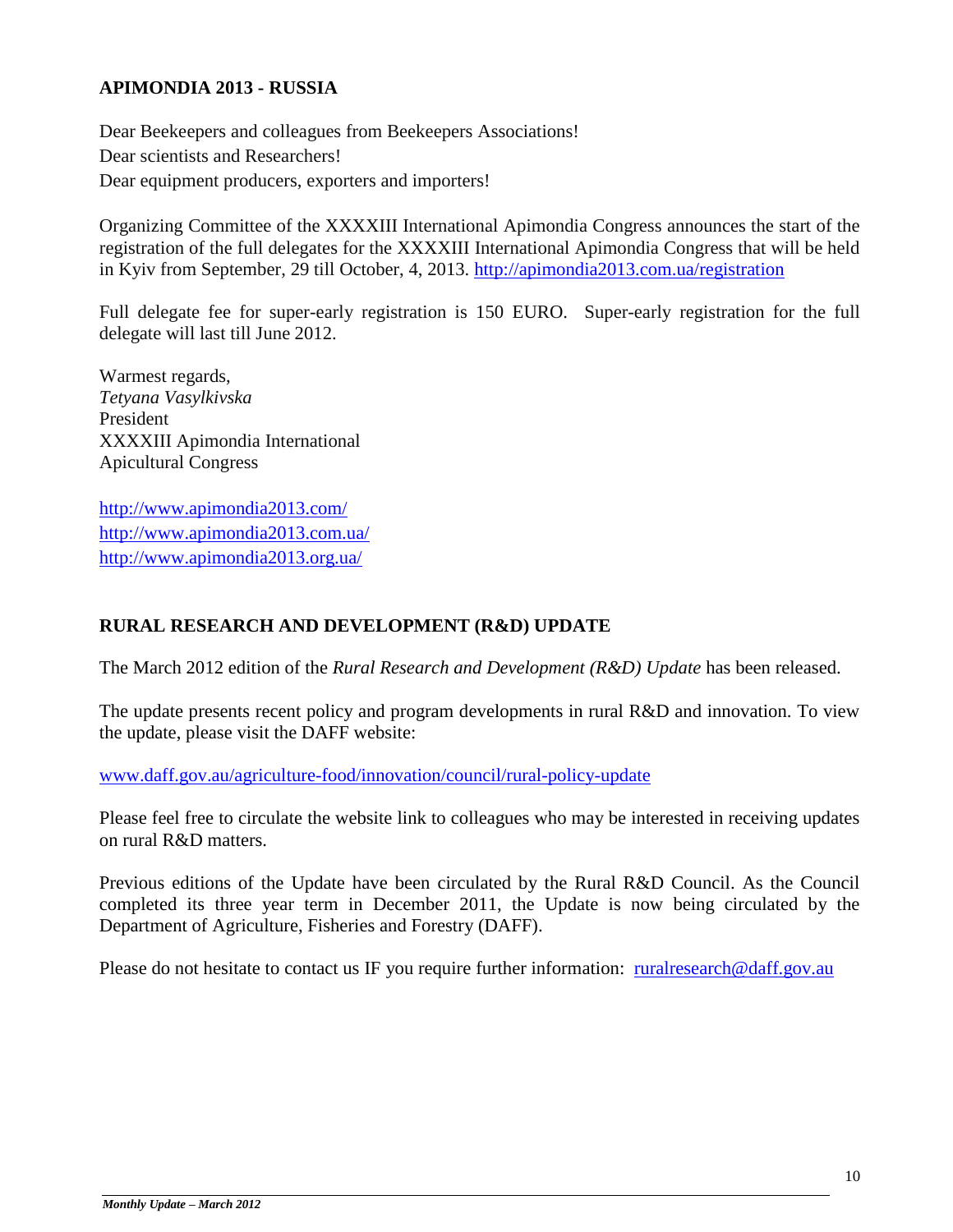## APIMONDIA 2013 - RUSSIA

Dear Beekeepers and colleagues from Beekeepers Associations!
Dear scientists and Researchers!
Dear equipment producers, exporters and importers!

Organizing Committee of the XXXXIII International Apimondia Congress announces the start of the registration of the full delegates for the XXXXIII International Apimondia Congress that will be held in Kyiv from September, 29 till October, 4, 2013. http://apimondia2013.com.ua/registration

Full delegate fee for super-early registration is 150 EURO. Super-early registration for the full delegate will last till June 2012.

Warmest regards,
*Tetyana Vasylkivska*
President
XXXXIII Apimondia International
Apicultural Congress

http://www.apimondia2013.com/
http://www.apimondia2013.com.ua/
http://www.apimondia2013.org.ua/

## RURAL RESEARCH AND DEVELOPMENT (R&D) UPDATE

The March 2012 edition of the *Rural Research and Development (R&D) Update* has been released.

The update presents recent policy and program developments in rural R&D and innovation. To view the update, please visit the DAFF website:

www.daff.gov.au/agriculture-food/innovation/council/rural-policy-update

Please feel free to circulate the website link to colleagues who may be interested in receiving updates on rural R&D matters.

Previous editions of the Update have been circulated by the Rural R&D Council. As the Council completed its three year term in December 2011, the Update is now being circulated by the Department of Agriculture, Fisheries and Forestry (DAFF).

Please do not hesitate to contact us IF you require further information: ruralresearch@daff.gov.au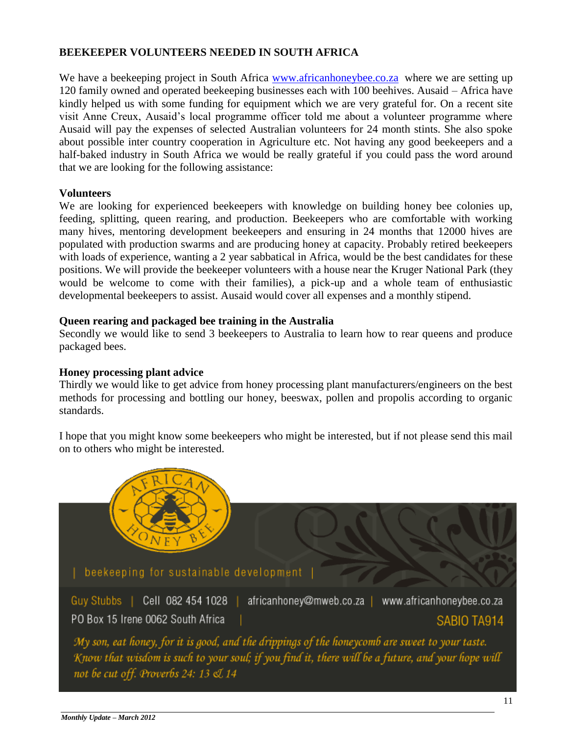## BEEKEEPER VOLUNTEERS NEEDED IN SOUTH AFRICA

We have a beekeeping project in South Africa [www.africanhoneybee.co.za](http://www.africanhoneybee.co.za) where we are setting up 120 family owned and operated beekeeping businesses each with 100 beehives. Ausaid – Africa have kindly helped us with some funding for equipment which we are very grateful for. On a recent site visit Anne Creux, Ausaid's local programme officer told me about a volunteer programme where Ausaid will pay the expenses of selected Australian volunteers for 24 month stints. She also spoke about possible inter country cooperation in Agriculture etc. Not having any good beekeepers and a half-baked industry in South Africa we would be really grateful if you could pass the word around that we are looking for the following assistance:

### Volunteers

We are looking for experienced beekeepers with knowledge on building honey bee colonies up, feeding, splitting, queen rearing, and production. Beekeepers who are comfortable with working many hives, mentoring development beekeepers and ensuring in 24 months that 12000 hives are populated with production swarms and are producing honey at capacity. Probably retired beekeepers with loads of experience, wanting a 2 year sabbatical in Africa, would be the best candidates for these positions. We will provide the beekeeper volunteers with a house near the Kruger National Park (they would be welcome to come with their families), a pick-up and a whole team of enthusiastic developmental beekeepers to assist. Ausaid would cover all expenses and a monthly stipend.

### Queen rearing and packaged bee training in the Australia

Secondly we would like to send 3 beekeepers to Australia to learn how to rear queens and produce packaged bees.

### Honey processing plant advice

Thirdly we would like to get advice from honey processing plant manufacturers/engineers on the best methods for processing and bottling our honey, beeswax, pollen and propolis according to organic standards.

I hope that you might know some beekeepers who might be interested, but if not please send this mail on to others who might be interested.

AFRICAN HONEY BEE

| beekeeping for sustainable development |

Guy Stubbs | Cell 082 454 1028 | africanhoney@mweb.co.za | www.africanhoneybee.co.za
PO Box 15 Irene 0062 South Africa | SABIO TA914

*My son, eat honey, for it is good, and the drippings of the honeycomb are sweet to your taste. Know that wisdom is such to your soul; if you find it, there will be a future, and your hope will not be cut off. Proverbs 24: 13 & 14*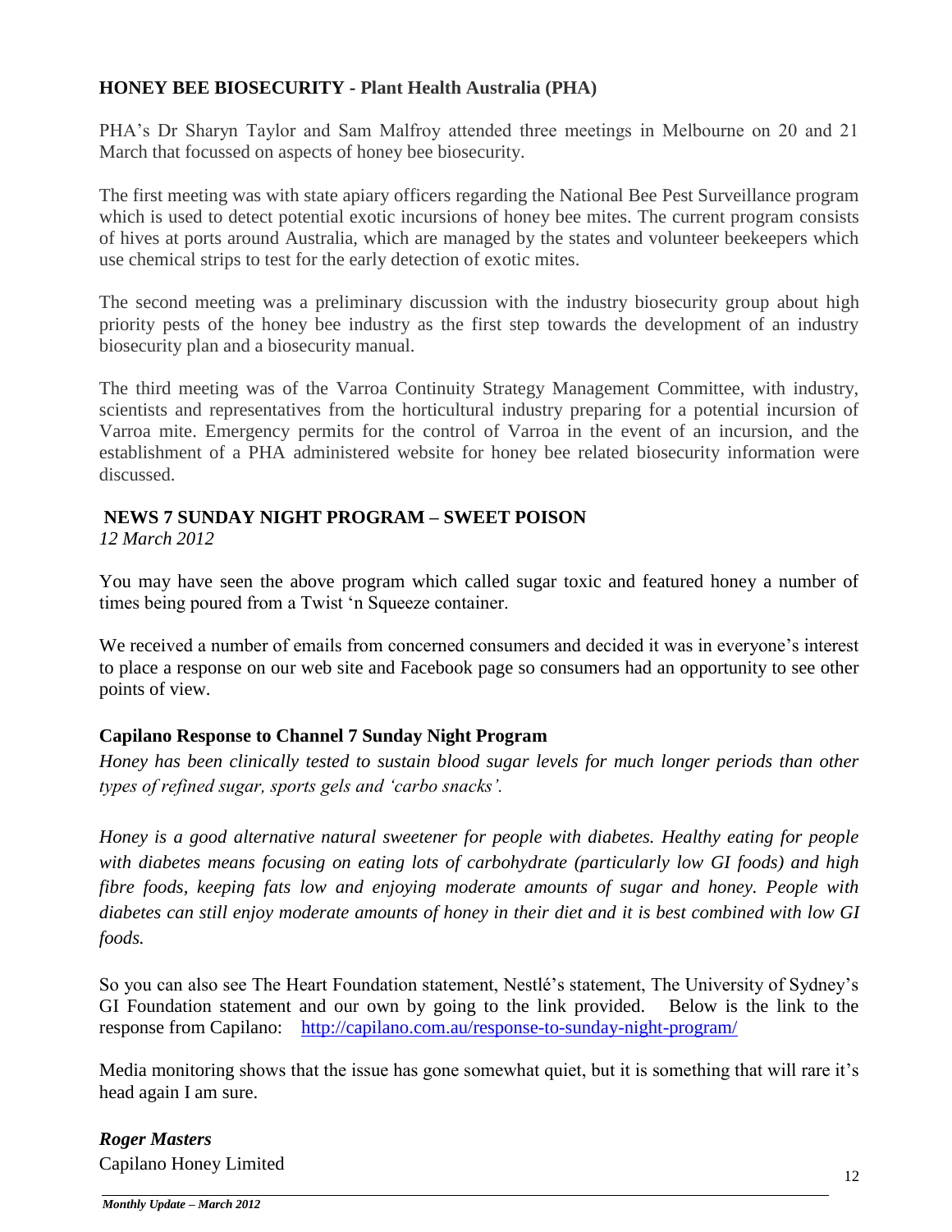### HONEY BEE BIOSECURITY - Plant Health Australia (PHA)

PHA's Dr Sharyn Taylor and Sam Malfroy attended three meetings in Melbourne on 20 and 21 March that focussed on aspects of honey bee biosecurity.

The first meeting was with state apiary officers regarding the National Bee Pest Surveillance program which is used to detect potential exotic incursions of honey bee mites. The current program consists of hives at ports around Australia, which are managed by the states and volunteer beekeepers which use chemical strips to test for the early detection of exotic mites.

The second meeting was a preliminary discussion with the industry biosecurity group about high priority pests of the honey bee industry as the first step towards the development of an industry biosecurity plan and a biosecurity manual.

The third meeting was of the Varroa Continuity Strategy Management Committee, with industry, scientists and representatives from the horticultural industry preparing for a potential incursion of Varroa mite. Emergency permits for the control of Varroa in the event of an incursion, and the establishment of a PHA administered website for honey bee related biosecurity information were discussed.

### NEWS 7 SUNDAY NIGHT PROGRAM – SWEET POISON

*12 March 2012*

You may have seen the above program which called sugar toxic and featured honey a number of times being poured from a Twist 'n Squeeze container.

We received a number of emails from concerned consumers and decided it was in everyone's interest to place a response on our web site and Facebook page so consumers had an opportunity to see other points of view.

#### Capilano Response to Channel 7 Sunday Night Program

*Honey has been clinically tested to sustain blood sugar levels for much longer periods than other types of refined sugar, sports gels and 'carbo snacks'.*

*Honey is a good alternative natural sweetener for people with diabetes. Healthy eating for people with diabetes means focusing on eating lots of carbohydrate (particularly low GI foods) and high fibre foods, keeping fats low and enjoying moderate amounts of sugar and honey. People with diabetes can still enjoy moderate amounts of honey in their diet and it is best combined with low GI foods.*

So you can also see The Heart Foundation statement, Nestlé's statement, The University of Sydney's GI Foundation statement and our own by going to the link provided. Below is the link to the response from Capilano: http://capilano.com.au/response-to-sunday-night-program/

Media monitoring shows that the issue has gone somewhat quiet, but it is something that will rare it's head again I am sure.

***Roger Masters***
Capilano Honey Limited